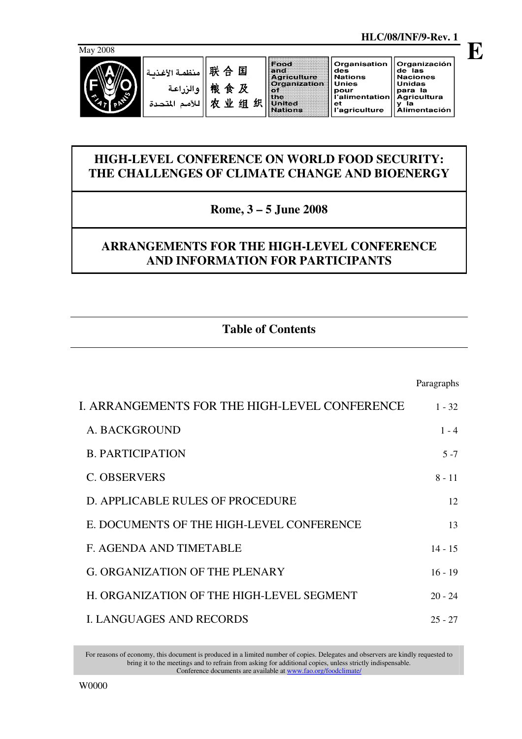HLC/08/INF/9-Rev. 1

May 2008

E

| منظمة الأغذية والزراعة للأمم المتحدة | 联合国粮食及农业组织 | Food and Agriculture Organization of the United Nations | Organisation des Nations Unies pour l'alimentation et l'agriculture | Organización de las Naciones Unidas para la Agricultura y la Alimentación |
|---|---|---|---|---|

# HIGH-LEVEL CONFERENCE ON WORLD FOOD SECURITY: THE CHALLENGES OF CLIMATE CHANGE AND BIOENERGY

## Rome, 3 – 5 June 2008

## ARRANGEMENTS FOR THE HIGH-LEVEL CONFERENCE AND INFORMATION FOR PARTICIPANTS

## Table of Contents

| | Paragraphs |
|---|---|
| I. ARRANGEMENTS FOR THE HIGH-LEVEL CONFERENCE | 1 - 32 |
| A. BACKGROUND | 1 - 4 |
| B. PARTICIPATION | 5 -7 |
| C. OBSERVERS | 8 - 11 |
| D. APPLICABLE RULES OF PROCEDURE | 12 |
| E. DOCUMENTS OF THE HIGH-LEVEL CONFERENCE | 13 |
| F. AGENDA AND TIMETABLE | 14 - 15 |
| G. ORGANIZATION OF THE PLENARY | 16 - 19 |
| H. ORGANIZATION OF THE HIGH-LEVEL SEGMENT | 20 - 24 |
| I. LANGUAGES AND RECORDS | 25 - 27 |

For reasons of economy, this document is produced in a limited number of copies. Delegates and observers are kindly requested to bring it to the meetings and to refrain from asking for additional copies, unless strictly indispensable. Conference documents are available at www.fao.org/foodclimate/

W0000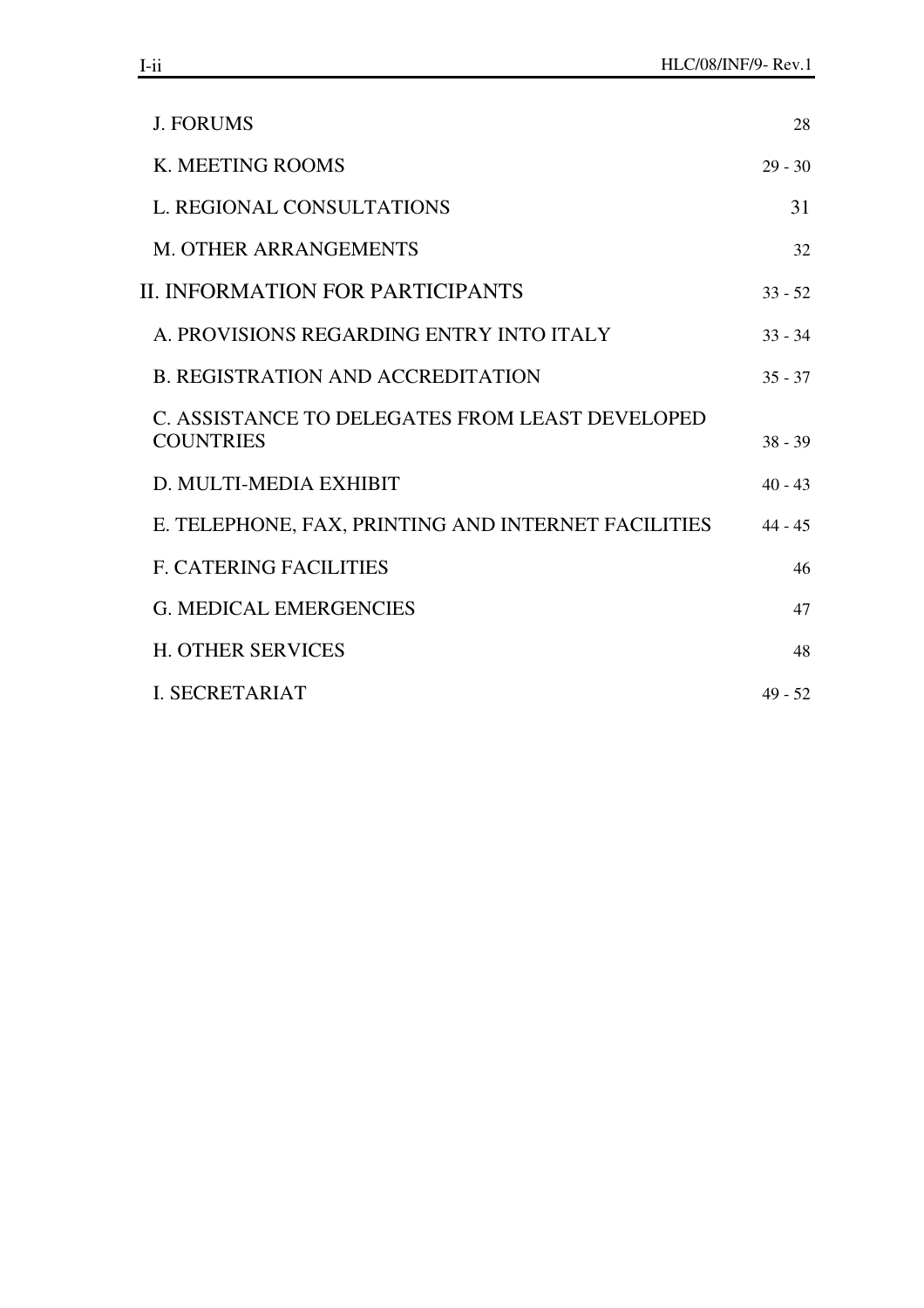| | |
|---|---|
| J. FORUMS | 28 |
| K. MEETING ROOMS | 29 - 30 |
| L. REGIONAL CONSULTATIONS | 31 |
| M. OTHER ARRANGEMENTS | 32 |
| II. INFORMATION FOR PARTICIPANTS | 33 - 52 |
| A. PROVISIONS REGARDING ENTRY INTO ITALY | 33 - 34 |
| B. REGISTRATION AND ACCREDITATION | 35 - 37 |
| C. ASSISTANCE TO DELEGATES FROM LEAST DEVELOPED COUNTRIES | 38 - 39 |
| D. MULTI-MEDIA EXHIBIT | 40 - 43 |
| E. TELEPHONE, FAX, PRINTING AND INTERNET FACILITIES | 44 - 45 |
| F. CATERING FACILITIES | 46 |
| G. MEDICAL EMERGENCIES | 47 |
| H. OTHER SERVICES | 48 |
| I. SECRETARIAT | 49 - 52 |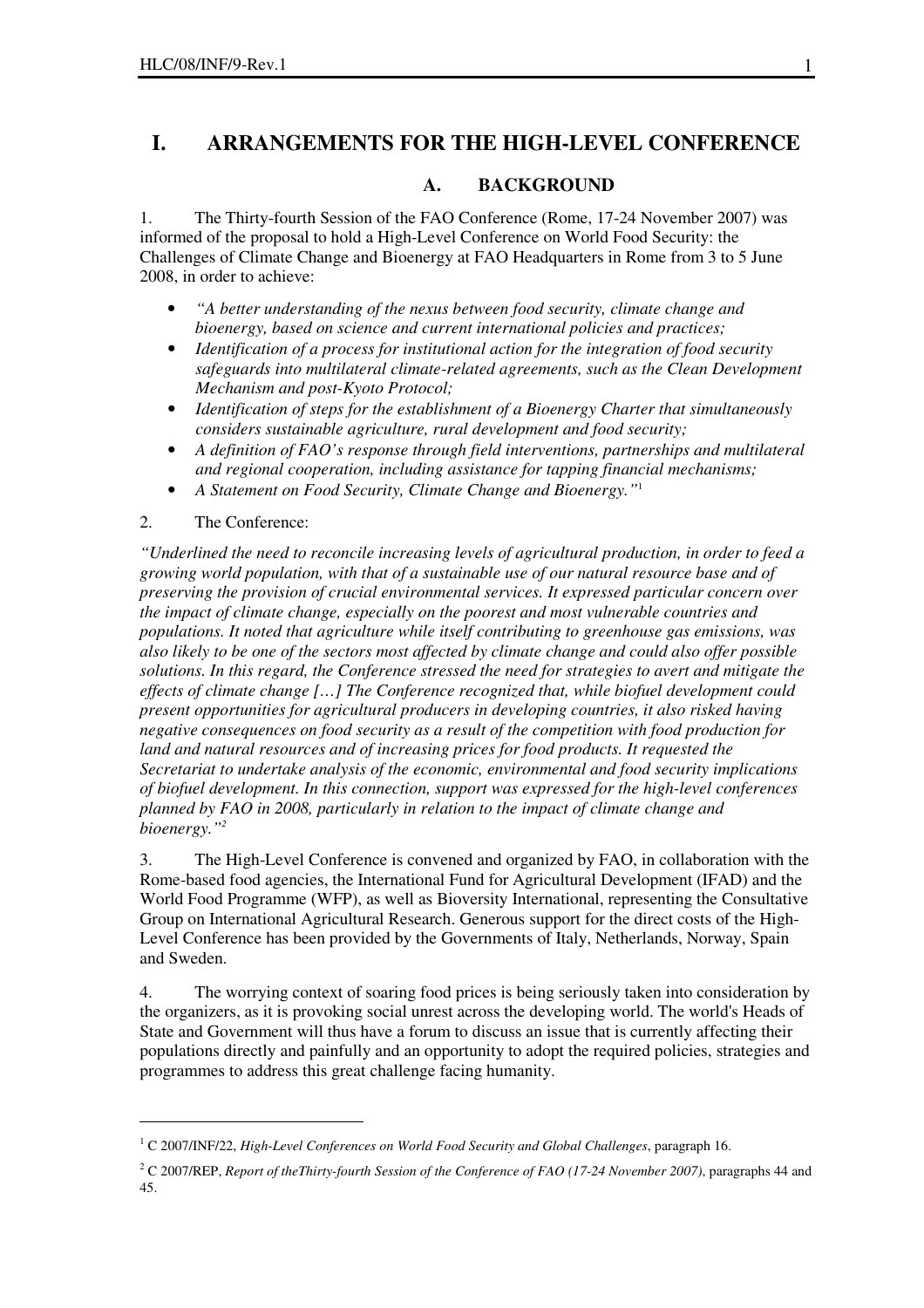# I. ARRANGEMENTS FOR THE HIGH-LEVEL CONFERENCE

## A. BACKGROUND

1. The Thirty-fourth Session of the FAO Conference (Rome, 17-24 November 2007) was informed of the proposal to hold a High-Level Conference on World Food Security: the Challenges of Climate Change and Bioenergy at FAO Headquarters in Rome from 3 to 5 June 2008, in order to achieve:

- *"A better understanding of the nexus between food security, climate change and bioenergy, based on science and current international policies and practices;*
- *Identification of a process for institutional action for the integration of food security safeguards into multilateral climate-related agreements, such as the Clean Development Mechanism and post-Kyoto Protocol;*
- *Identification of steps for the establishment of a Bioenergy Charter that simultaneously considers sustainable agriculture, rural development and food security;*
- *A definition of FAO's response through field interventions, partnerships and multilateral and regional cooperation, including assistance for tapping financial mechanisms;*
- *A Statement on Food Security, Climate Change and Bioenergy."*[1]

2. The Conference:

*"Underlined the need to reconcile increasing levels of agricultural production, in order to feed a growing world population, with that of a sustainable use of our natural resource base and of preserving the provision of crucial environmental services. It expressed particular concern over the impact of climate change, especially on the poorest and most vulnerable countries and populations. It noted that agriculture while itself contributing to greenhouse gas emissions, was also likely to be one of the sectors most affected by climate change and could also offer possible solutions. In this regard, the Conference stressed the need for strategies to avert and mitigate the effects of climate change […] The Conference recognized that, while biofuel development could present opportunities for agricultural producers in developing countries, it also risked having negative consequences on food security as a result of the competition with food production for land and natural resources and of increasing prices for food products. It requested the Secretariat to undertake analysis of the economic, environmental and food security implications of biofuel development. In this connection, support was expressed for the high-level conferences planned by FAO in 2008, particularly in relation to the impact of climate change and bioenergy."*[2]

3. The High-Level Conference is convened and organized by FAO, in collaboration with the Rome-based food agencies, the International Fund for Agricultural Development (IFAD) and the World Food Programme (WFP), as well as Bioversity International, representing the Consultative Group on International Agricultural Research. Generous support for the direct costs of the High-Level Conference has been provided by the Governments of Italy, Netherlands, Norway, Spain and Sweden.

4. The worrying context of soaring food prices is being seriously taken into consideration by the organizers, as it is provoking social unrest across the developing world. The world's Heads of State and Government will thus have a forum to discuss an issue that is currently affecting their populations directly and painfully and an opportunity to adopt the required policies, strategies and programmes to address this great challenge facing humanity.

---

[1] C 2007/INF/22, *High-Level Conferences on World Food Security and Global Challenges*, paragraph 16.

[2] C 2007/REP, *Report of theThirty-fourth Session of the Conference of FAO (17-24 November 2007)*, paragraphs 44 and 45.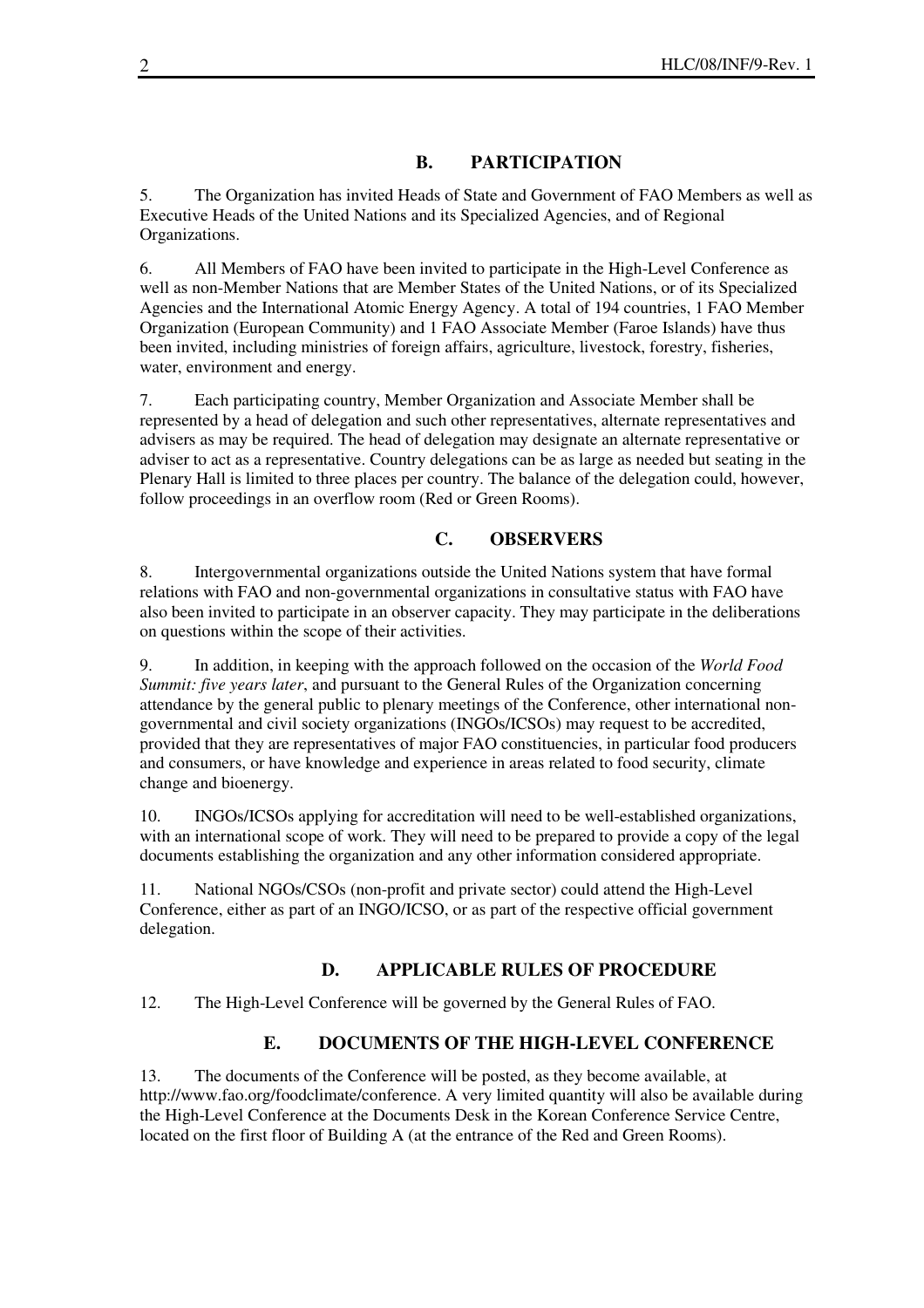## B. PARTICIPATION

5. The Organization has invited Heads of State and Government of FAO Members as well as Executive Heads of the United Nations and its Specialized Agencies, and of Regional Organizations.

6. All Members of FAO have been invited to participate in the High-Level Conference as well as non-Member Nations that are Member States of the United Nations, or of its Specialized Agencies and the International Atomic Energy Agency. A total of 194 countries, 1 FAO Member Organization (European Community) and 1 FAO Associate Member (Faroe Islands) have thus been invited, including ministries of foreign affairs, agriculture, livestock, forestry, fisheries, water, environment and energy.

7. Each participating country, Member Organization and Associate Member shall be represented by a head of delegation and such other representatives, alternate representatives and advisers as may be required. The head of delegation may designate an alternate representative or adviser to act as a representative. Country delegations can be as large as needed but seating in the Plenary Hall is limited to three places per country. The balance of the delegation could, however, follow proceedings in an overflow room (Red or Green Rooms).

## C. OBSERVERS

8. Intergovernmental organizations outside the United Nations system that have formal relations with FAO and non-governmental organizations in consultative status with FAO have also been invited to participate in an observer capacity. They may participate in the deliberations on questions within the scope of their activities.

9. In addition, in keeping with the approach followed on the occasion of the *World Food Summit: five years later*, and pursuant to the General Rules of the Organization concerning attendance by the general public to plenary meetings of the Conference, other international non-governmental and civil society organizations (INGOs/ICSOs) may request to be accredited, provided that they are representatives of major FAO constituencies, in particular food producers and consumers, or have knowledge and experience in areas related to food security, climate change and bioenergy.

10. INGOs/ICSOs applying for accreditation will need to be well-established organizations, with an international scope of work. They will need to be prepared to provide a copy of the legal documents establishing the organization and any other information considered appropriate.

11. National NGOs/CSOs (non-profit and private sector) could attend the High-Level Conference, either as part of an INGO/ICSO, or as part of the respective official government delegation.

## D. APPLICABLE RULES OF PROCEDURE

12. The High-Level Conference will be governed by the General Rules of FAO.

## E. DOCUMENTS OF THE HIGH-LEVEL CONFERENCE

13. The documents of the Conference will be posted, as they become available, at http://www.fao.org/foodclimate/conference. A very limited quantity will also be available during the High-Level Conference at the Documents Desk in the Korean Conference Service Centre, located on the first floor of Building A (at the entrance of the Red and Green Rooms).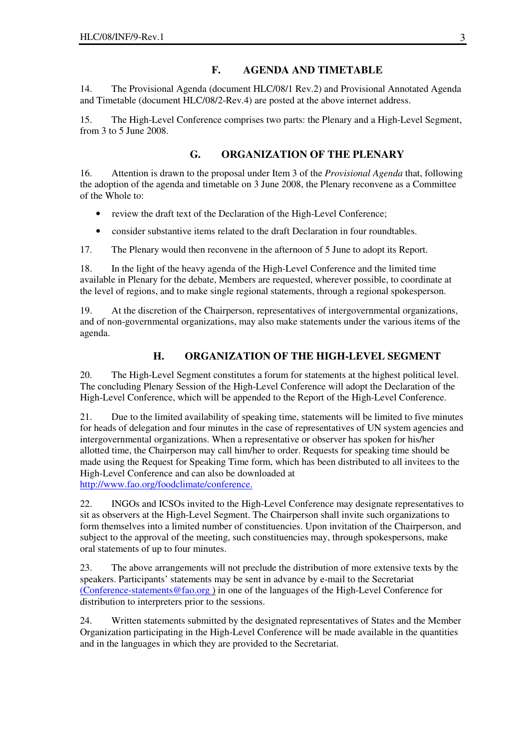## F. AGENDA AND TIMETABLE

14. The Provisional Agenda (document HLC/08/1 Rev.2) and Provisional Annotated Agenda and Timetable (document HLC/08/2-Rev.4) are posted at the above internet address.

15. The High-Level Conference comprises two parts: the Plenary and a High-Level Segment, from 3 to 5 June 2008.

## G. ORGANIZATION OF THE PLENARY

16. Attention is drawn to the proposal under Item 3 of the *Provisional Agenda* that, following the adoption of the agenda and timetable on 3 June 2008, the Plenary reconvene as a Committee of the Whole to:

- review the draft text of the Declaration of the High-Level Conference;
- consider substantive items related to the draft Declaration in four roundtables.

17. The Plenary would then reconvene in the afternoon of 5 June to adopt its Report.

18. In the light of the heavy agenda of the High-Level Conference and the limited time available in Plenary for the debate, Members are requested, wherever possible, to coordinate at the level of regions, and to make single regional statements, through a regional spokesperson.

19. At the discretion of the Chairperson, representatives of intergovernmental organizations, and of non-governmental organizations, may also make statements under the various items of the agenda.

## H. ORGANIZATION OF THE HIGH-LEVEL SEGMENT

20. The High-Level Segment constitutes a forum for statements at the highest political level. The concluding Plenary Session of the High-Level Conference will adopt the Declaration of the High-Level Conference, which will be appended to the Report of the High-Level Conference.

21. Due to the limited availability of speaking time, statements will be limited to five minutes for heads of delegation and four minutes in the case of representatives of UN system agencies and intergovernmental organizations. When a representative or observer has spoken for his/her allotted time, the Chairperson may call him/her to order. Requests for speaking time should be made using the Request for Speaking Time form, which has been distributed to all invitees to the High-Level Conference and can also be downloaded at http://www.fao.org/foodclimate/conference.

22. INGOs and ICSOs invited to the High-Level Conference may designate representatives to sit as observers at the High-Level Segment. The Chairperson shall invite such organizations to form themselves into a limited number of constituencies. Upon invitation of the Chairperson, and subject to the approval of the meeting, such constituencies may, through spokespersons, make oral statements of up to four minutes.

23. The above arrangements will not preclude the distribution of more extensive texts by the speakers. Participants' statements may be sent in advance by e-mail to the Secretariat (Conference-statements@fao.org ) in one of the languages of the High-Level Conference for distribution to interpreters prior to the sessions.

24. Written statements submitted by the designated representatives of States and the Member Organization participating in the High-Level Conference will be made available in the quantities and in the languages in which they are provided to the Secretariat.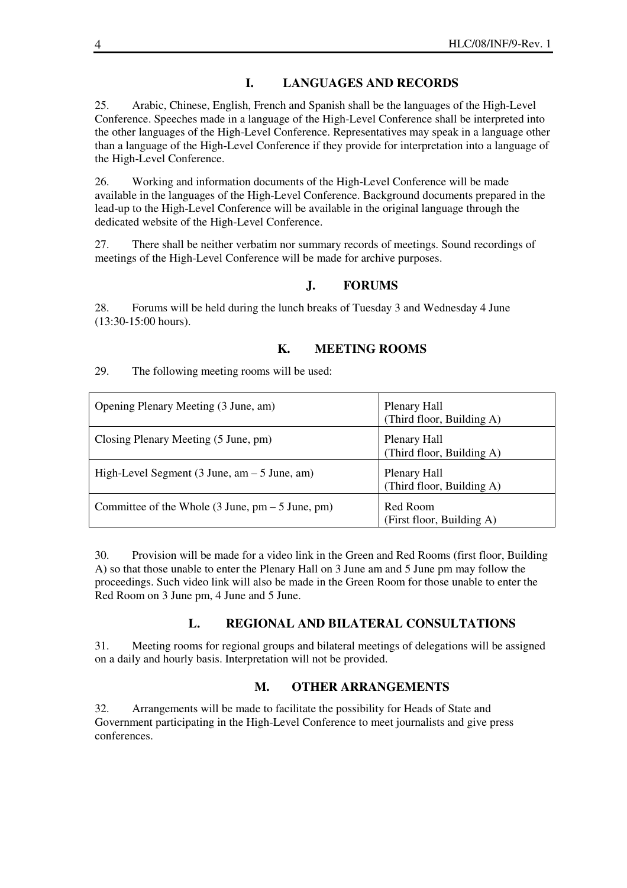## I. LANGUAGES AND RECORDS

25. Arabic, Chinese, English, French and Spanish shall be the languages of the High-Level Conference. Speeches made in a language of the High-Level Conference shall be interpreted into the other languages of the High-Level Conference. Representatives may speak in a language other than a language of the High-Level Conference if they provide for interpretation into a language of the High-Level Conference.

26. Working and information documents of the High-Level Conference will be made available in the languages of the High-Level Conference. Background documents prepared in the lead-up to the High-Level Conference will be available in the original language through the dedicated website of the High-Level Conference.

27. There shall be neither verbatim nor summary records of meetings. Sound recordings of meetings of the High-Level Conference will be made for archive purposes.

## J. FORUMS

28. Forums will be held during the lunch breaks of Tuesday 3 and Wednesday 4 June (13:30-15:00 hours).

## K. MEETING ROOMS

29. The following meeting rooms will be used:

| | |
|---|---|
| Opening Plenary Meeting (3 June, am) | Plenary Hall (Third floor, Building A) |
| Closing Plenary Meeting (5 June, pm) | Plenary Hall (Third floor, Building A) |
| High-Level Segment (3 June, am – 5 June, am) | Plenary Hall (Third floor, Building A) |
| Committee of the Whole (3 June, pm – 5 June, pm) | Red Room (First floor, Building A) |

30. Provision will be made for a video link in the Green and Red Rooms (first floor, Building A) so that those unable to enter the Plenary Hall on 3 June am and 5 June pm may follow the proceedings. Such video link will also be made in the Green Room for those unable to enter the Red Room on 3 June pm, 4 June and 5 June.

## L. REGIONAL AND BILATERAL CONSULTATIONS

31. Meeting rooms for regional groups and bilateral meetings of delegations will be assigned on a daily and hourly basis. Interpretation will not be provided.

## M. OTHER ARRANGEMENTS

32. Arrangements will be made to facilitate the possibility for Heads of State and Government participating in the High-Level Conference to meet journalists and give press conferences.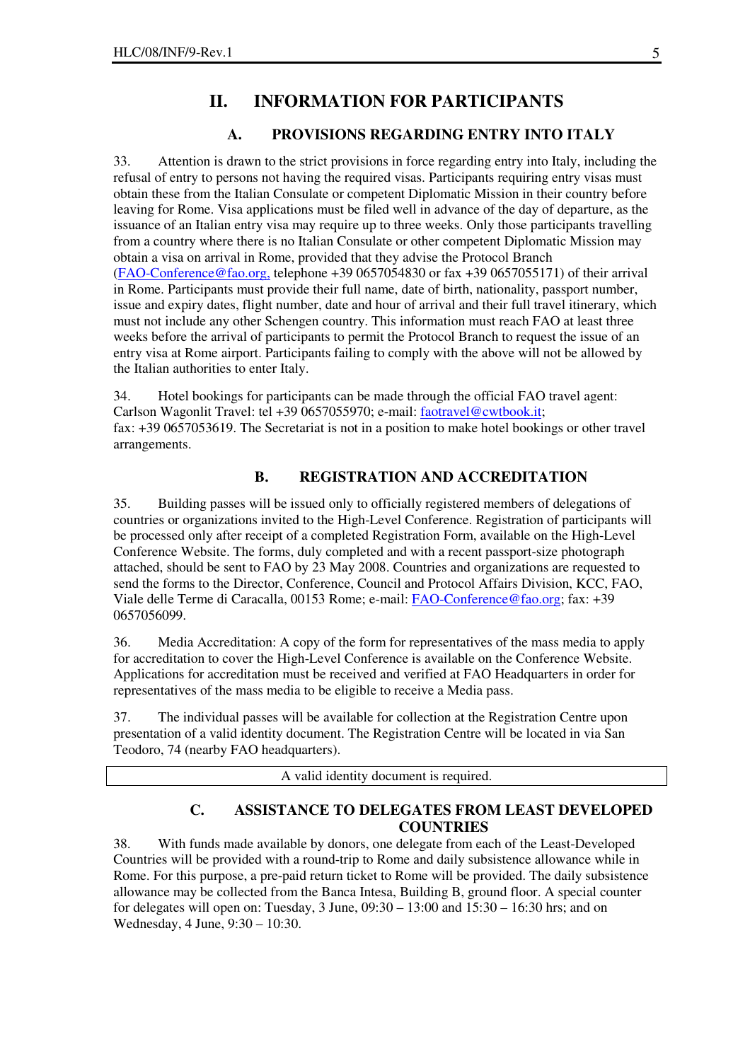# II. INFORMATION FOR PARTICIPANTS

## A. PROVISIONS REGARDING ENTRY INTO ITALY

33. Attention is drawn to the strict provisions in force regarding entry into Italy, including the refusal of entry to persons not having the required visas. Participants requiring entry visas must obtain these from the Italian Consulate or competent Diplomatic Mission in their country before leaving for Rome. Visa applications must be filed well in advance of the day of departure, as the issuance of an Italian entry visa may require up to three weeks. Only those participants travelling from a country where there is no Italian Consulate or other competent Diplomatic Mission may obtain a visa on arrival in Rome, provided that they advise the Protocol Branch (FAO-Conference@fao.org, telephone +39 0657054830 or fax +39 0657055171) of their arrival in Rome. Participants must provide their full name, date of birth, nationality, passport number, issue and expiry dates, flight number, date and hour of arrival and their full travel itinerary, which must not include any other Schengen country. This information must reach FAO at least three weeks before the arrival of participants to permit the Protocol Branch to request the issue of an entry visa at Rome airport. Participants failing to comply with the above will not be allowed by the Italian authorities to enter Italy.

34. Hotel bookings for participants can be made through the official FAO travel agent: Carlson Wagonlit Travel: tel +39 0657055970; e-mail: faotravel@cwtbook.it; fax: +39 0657053619. The Secretariat is not in a position to make hotel bookings or other travel arrangements.

## B. REGISTRATION AND ACCREDITATION

35. Building passes will be issued only to officially registered members of delegations of countries or organizations invited to the High-Level Conference. Registration of participants will be processed only after receipt of a completed Registration Form, available on the High-Level Conference Website. The forms, duly completed and with a recent passport-size photograph attached, should be sent to FAO by 23 May 2008. Countries and organizations are requested to send the forms to the Director, Conference, Council and Protocol Affairs Division, KCC, FAO, Viale delle Terme di Caracalla, 00153 Rome; e-mail: FAO-Conference@fao.org; fax: +39 0657056099.

36. Media Accreditation: A copy of the form for representatives of the mass media to apply for accreditation to cover the High-Level Conference is available on the Conference Website. Applications for accreditation must be received and verified at FAO Headquarters in order for representatives of the mass media to be eligible to receive a Media pass.

37. The individual passes will be available for collection at the Registration Centre upon presentation of a valid identity document. The Registration Centre will be located in via San Teodoro, 74 (nearby FAO headquarters).

| A valid identity document is required. |
|---|

## C. ASSISTANCE TO DELEGATES FROM LEAST DEVELOPED COUNTRIES

38. With funds made available by donors, one delegate from each of the Least-Developed Countries will be provided with a round-trip to Rome and daily subsistence allowance while in Rome. For this purpose, a pre-paid return ticket to Rome will be provided. The daily subsistence allowance may be collected from the Banca Intesa, Building B, ground floor. A special counter for delegates will open on: Tuesday, 3 June, 09:30 – 13:00 and 15:30 – 16:30 hrs; and on Wednesday, 4 June, 9:30 – 10:30.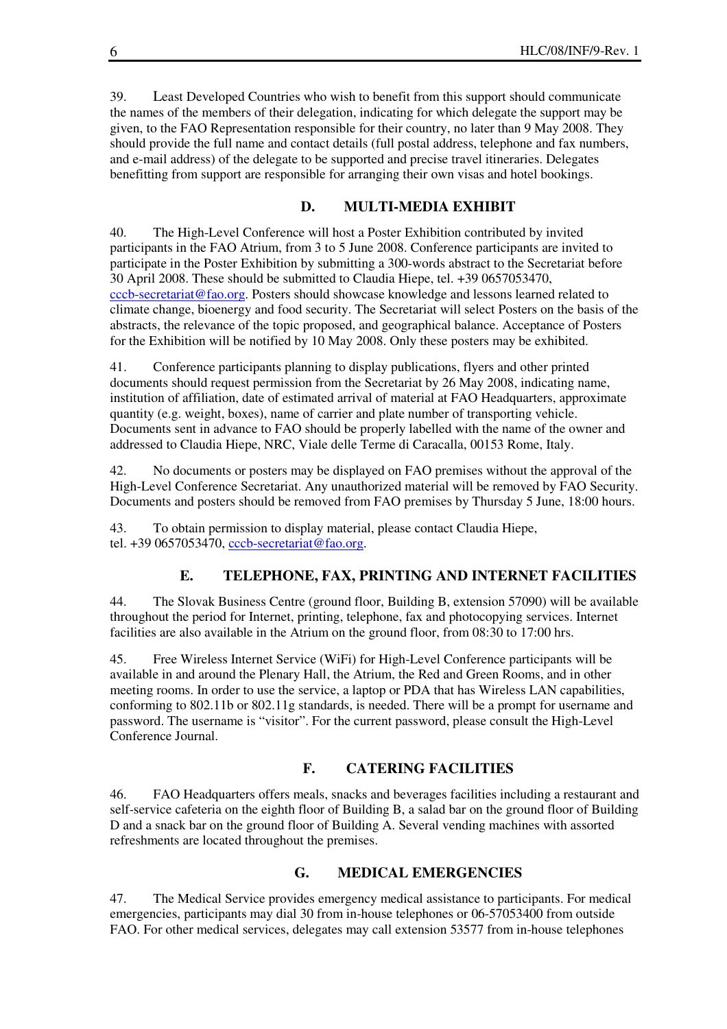39. Least Developed Countries who wish to benefit from this support should communicate the names of the members of their delegation, indicating for which delegate the support may be given, to the FAO Representation responsible for their country, no later than 9 May 2008. They should provide the full name and contact details (full postal address, telephone and fax numbers, and e-mail address) of the delegate to be supported and precise travel itineraries. Delegates benefitting from support are responsible for arranging their own visas and hotel bookings.

## D. MULTI-MEDIA EXHIBIT

40. The High-Level Conference will host a Poster Exhibition contributed by invited participants in the FAO Atrium, from 3 to 5 June 2008. Conference participants are invited to participate in the Poster Exhibition by submitting a 300-words abstract to the Secretariat before 30 April 2008. These should be submitted to Claudia Hiepe, tel. +39 0657053470, cccb-secretariat@fao.org. Posters should showcase knowledge and lessons learned related to climate change, bioenergy and food security. The Secretariat will select Posters on the basis of the abstracts, the relevance of the topic proposed, and geographical balance. Acceptance of Posters for the Exhibition will be notified by 10 May 2008. Only these posters may be exhibited.

41. Conference participants planning to display publications, flyers and other printed documents should request permission from the Secretariat by 26 May 2008, indicating name, institution of affiliation, date of estimated arrival of material at FAO Headquarters, approximate quantity (e.g. weight, boxes), name of carrier and plate number of transporting vehicle. Documents sent in advance to FAO should be properly labelled with the name of the owner and addressed to Claudia Hiepe, NRC, Viale delle Terme di Caracalla, 00153 Rome, Italy.

42. No documents or posters may be displayed on FAO premises without the approval of the High-Level Conference Secretariat. Any unauthorized material will be removed by FAO Security. Documents and posters should be removed from FAO premises by Thursday 5 June, 18:00 hours.

43. To obtain permission to display material, please contact Claudia Hiepe, tel. +39 0657053470, cccb-secretariat@fao.org.

## E. TELEPHONE, FAX, PRINTING AND INTERNET FACILITIES

44. The Slovak Business Centre (ground floor, Building B, extension 57090) will be available throughout the period for Internet, printing, telephone, fax and photocopying services. Internet facilities are also available in the Atrium on the ground floor, from 08:30 to 17:00 hrs.

45. Free Wireless Internet Service (WiFi) for High-Level Conference participants will be available in and around the Plenary Hall, the Atrium, the Red and Green Rooms, and in other meeting rooms. In order to use the service, a laptop or PDA that has Wireless LAN capabilities, conforming to 802.11b or 802.11g standards, is needed. There will be a prompt for username and password. The username is "visitor". For the current password, please consult the High-Level Conference Journal.

## F. CATERING FACILITIES

46. FAO Headquarters offers meals, snacks and beverages facilities including a restaurant and self-service cafeteria on the eighth floor of Building B, a salad bar on the ground floor of Building D and a snack bar on the ground floor of Building A. Several vending machines with assorted refreshments are located throughout the premises.

## G. MEDICAL EMERGENCIES

47. The Medical Service provides emergency medical assistance to participants. For medical emergencies, participants may dial 30 from in-house telephones or 06-57053400 from outside FAO. For other medical services, delegates may call extension 53577 from in-house telephones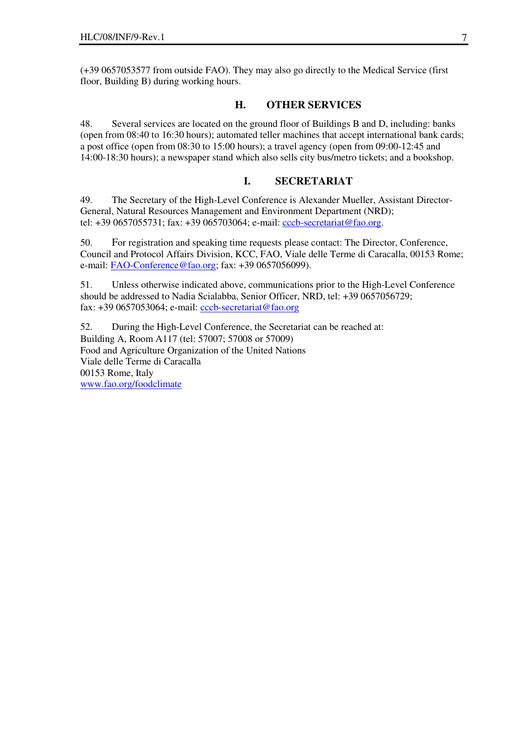(+39 0657053577 from outside FAO). They may also go directly to the Medical Service (first floor, Building B) during working hours.

## H. OTHER SERVICES

48. Several services are located on the ground floor of Buildings B and D, including: banks (open from 08:40 to 16:30 hours); automated teller machines that accept international bank cards; a post office (open from 08:30 to 15:00 hours); a travel agency (open from 09:00-12:45 and 14:00-18:30 hours); a newspaper stand which also sells city bus/metro tickets; and a bookshop.

## I. SECRETARIAT

49. The Secretary of the High-Level Conference is Alexander Mueller, Assistant Director-General, Natural Resources Management and Environment Department (NRD); tel: +39 0657055731; fax: +39 065703064; e-mail: cccb-secretariat@fao.org.

50. For registration and speaking time requests please contact: The Director, Conference, Council and Protocol Affairs Division, KCC, FAO, Viale delle Terme di Caracalla, 00153 Rome; e-mail: FAO-Conference@fao.org; fax: +39 0657056099).

51. Unless otherwise indicated above, communications prior to the High-Level Conference should be addressed to Nadia Scialabba, Senior Officer, NRD, tel: +39 0657056729; fax: +39 0657053064; e-mail: cccb-secretariat@fao.org

52. During the High-Level Conference, the Secretariat can be reached at:
Building A, Room A117 (tel: 57007; 57008 or 57009)
Food and Agriculture Organization of the United Nations
Viale delle Terme di Caracalla
00153 Rome, Italy
www.fao.org/foodclimate